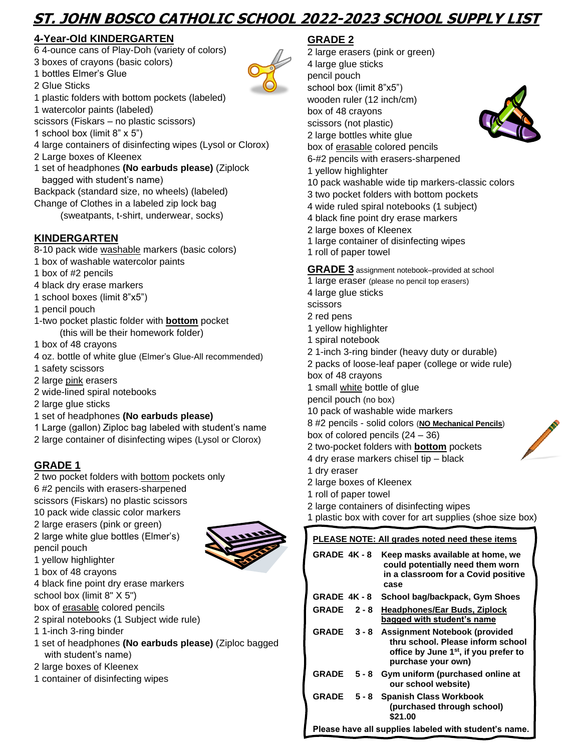# ST. JOHN BOSCO CATHOLIC SCHOOL 2022-2023 SCHOOL SUPPLY LIST

## 4-Year-Old KINDERGARTEN

6 4-ounce cans of Play-Doh (variety of colors)
3 boxes of crayons (basic colors)
1 bottles Elmer's Glue
2 Glue Sticks
1 plastic folders with bottom pockets (labeled)
1 watercolor paints (labeled)
scissors (Fiskars – no plastic scissors)
1 school box (limit 8" x 5")
4 large containers of disinfecting wipes (Lysol or Clorox)
2 Large boxes of Kleenex
1 set of headphones **(No earbuds please)** (Ziplock bagged with student's name)
Backpack (standard size, no wheels) (labeled)
Change of Clothes in a labeled zip lock bag (sweatpants, t-shirt, underwear, socks)

## KINDERGARTEN

8-10 pack wide washable markers (basic colors)
1 box of washable watercolor paints
1 box of #2 pencils
4 black dry erase markers
1 school boxes (limit 8"x5")
1 pencil pouch
1-two pocket plastic folder with **bottom** pocket (this will be their homework folder)
1 box of 48 crayons
4 oz. bottle of white glue (Elmer's Glue-All recommended)
1 safety scissors
2 large pink erasers
2 wide-lined spiral notebooks
2 large glue sticks
1 set of headphones **(No earbuds please)**
1 Large (gallon) Ziploc bag labeled with student's name
2 large container of disinfecting wipes (Lysol or Clorox)

## GRADE 1

2 two pocket folders with bottom pockets only
6 #2 pencils with erasers-sharpened
scissors (Fiskars) no plastic scissors
10 pack wide classic color markers
2 large erasers (pink or green)
2 large white glue bottles (Elmer's)
pencil pouch
1 yellow highlighter
1 box of 48 crayons
4 black fine point dry erase markers
school box (limit 8" X 5")
box of erasable colored pencils
2 spiral notebooks (1 Subject wide rule)
1 1-inch 3-ring binder
1 set of headphones **(No earbuds please)** (Ziploc bagged with student's name)
2 large boxes of Kleenex
1 container of disinfecting wipes

## GRADE 2

2 large erasers (pink or green)
4 large glue sticks
pencil pouch
school box (limit 8"x5")
wooden ruler (12 inch/cm)
box of 48 crayons
scissors (not plastic)
2 large bottles white glue
box of erasable colored pencils
6-#2 pencils with erasers-sharpened
1 yellow highlighter
10 pack washable wide tip markers-classic colors
3 two pocket folders with bottom pockets
4 wide ruled spiral notebooks (1 subject)
4 black fine point dry erase markers
2 large boxes of Kleenex
1 large container of disinfecting wipes
1 roll of paper towel

## GRADE 3 assignment notebook–provided at school

1 large eraser (please no pencil top erasers)
4 large glue sticks
scissors
2 red pens
1 yellow highlighter
1 spiral notebook
2 1-inch 3-ring binder (heavy duty or durable)
2 packs of loose-leaf paper (college or wide rule)
box of 48 crayons
1 small white bottle of glue
pencil pouch (no box)
10 pack of washable wide markers
8 #2 pencils - solid colors (**NO Mechanical Pencils**)
box of colored pencils (24 – 36)
2 two-pocket folders with **bottom** pockets
4 dry erase markers chisel tip – black
1 dry eraser
2 large boxes of Kleenex
1 roll of paper towel
2 large containers of disinfecting wipes
1 plastic box with cover for art supplies (shoe size box)

**PLEASE NOTE: All grades noted need these items**

| Grade | Item |
|---|---|
| **GRADE 4K - 8** | **Keep masks available at home, we could potentially need them worn in a classroom for a Covid positive case** |
| **GRADE 4K - 8** | **School bag/backpack, Gym Shoes** |
| **GRADE 2 - 8** | **Headphones/Ear Buds, Ziplock bagged with student's name** |
| **GRADE 3 - 8** | **Assignment Notebook (provided thru school. Please inform school office by June 1st, if you prefer to purchase your own)** |
| **GRADE 5 - 8** | **Gym uniform (purchased online at our school website)** |
| **GRADE 5 - 8** | **Spanish Class Workbook (purchased through school) $21.00** |

**Please have all supplies labeled with student's name.**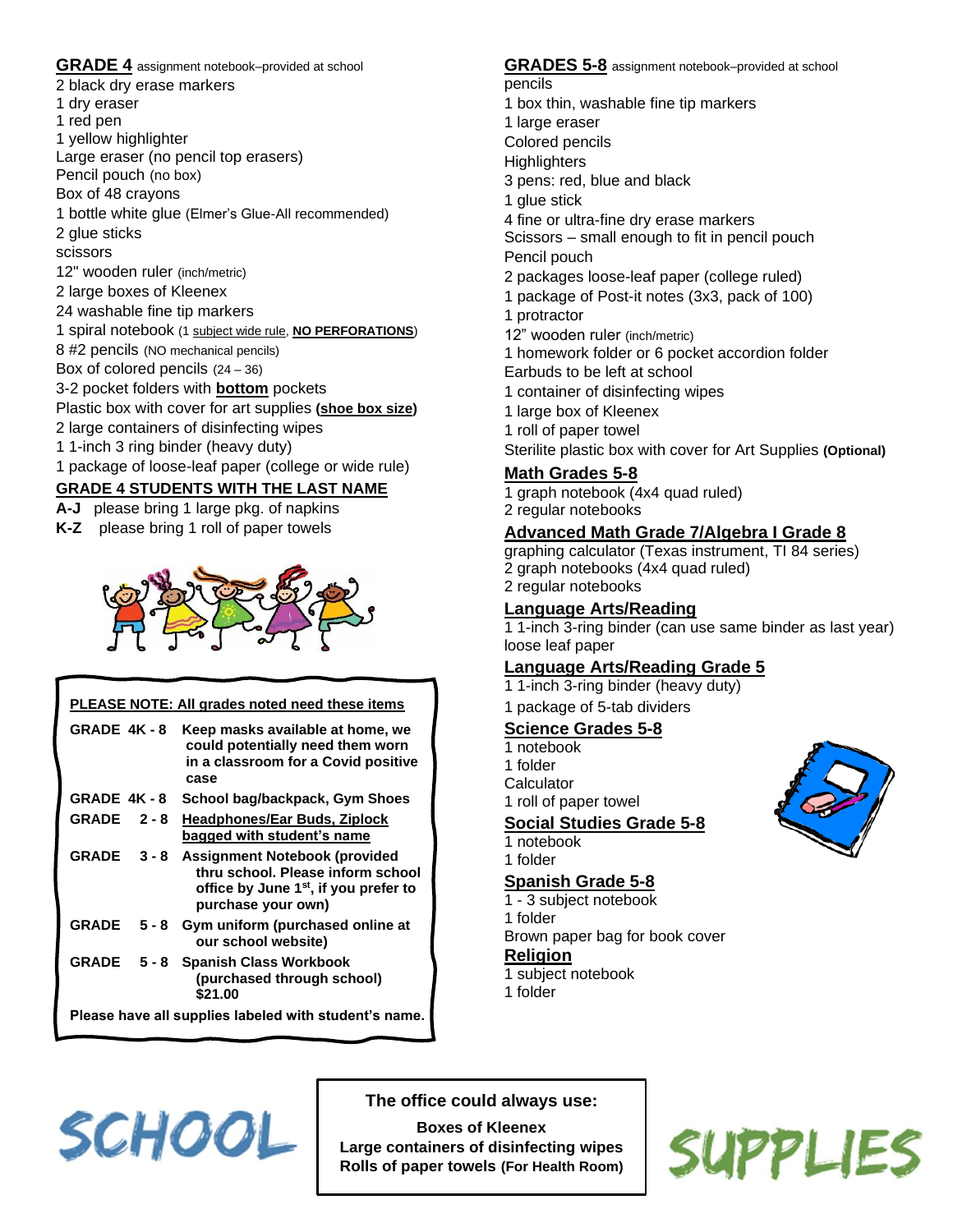## GRADE 4 assignment notebook–provided at school

2 black dry erase markers
1 dry eraser
1 red pen
1 yellow highlighter
Large eraser (no pencil top erasers)
Pencil pouch (no box)
Box of 48 crayons
1 bottle white glue (Elmer's Glue-All recommended)
2 glue sticks
scissors
12" wooden ruler (inch/metric)
2 large boxes of Kleenex
24 washable fine tip markers
1 spiral notebook (1 subject wide rule, **NO PERFORATIONS**)
8 #2 pencils (NO mechanical pencils)
Box of colored pencils (24 – 36)
3-2 pocket folders with **bottom** pockets
Plastic box with cover for art supplies **(shoe box size)**
2 large containers of disinfecting wipes
1 1-inch 3 ring binder (heavy duty)
1 package of loose-leaf paper (college or wide rule)

## GRADE 4 STUDENTS WITH THE LAST NAME

**A-J** please bring 1 large pkg. of napkins
**K-Z** please bring 1 roll of paper towels

**PLEASE NOTE: All grades noted need these items**

| | | |
|---|---|---|
| **GRADE** | **4K - 8** | **Keep masks available at home, we could potentially need them worn in a classroom for a Covid positive case** |
| **GRADE** | **4K - 8** | **School bag/backpack, Gym Shoes** |
| **GRADE** | **2 - 8** | **Headphones/Ear Buds, Ziplock bagged with student's name** |
| **GRADE** | **3 - 8** | **Assignment Notebook (provided thru school. Please inform school office by June 1st, if you prefer to purchase your own)** |
| **GRADE** | **5 - 8** | **Gym uniform (purchased online at our school website)** |
| **GRADE** | **5 - 8** | **Spanish Class Workbook (purchased through school) $21.00** |

**Please have all supplies labeled with student's name.**

## GRADES 5-8 assignment notebook–provided at school

pencils
1 box thin, washable fine tip markers
1 large eraser
Colored pencils
Highlighters
3 pens: red, blue and black
1 glue stick
4 fine or ultra-fine dry erase markers
Scissors – small enough to fit in pencil pouch
Pencil pouch
2 packages loose-leaf paper (college ruled)
1 package of Post-it notes (3x3, pack of 100)
1 protractor
12" wooden ruler (inch/metric)
1 homework folder or 6 pocket accordion folder
Earbuds to be left at school
1 container of disinfecting wipes
1 large box of Kleenex
1 roll of paper towel
Sterilite plastic box with cover for Art Supplies **(Optional)**

### Math Grades 5-8

1 graph notebook (4x4 quad ruled)
2 regular notebooks

### Advanced Math Grade 7/Algebra I Grade 8

graphing calculator (Texas instrument, TI 84 series)
2 graph notebooks (4x4 quad ruled)
2 regular notebooks

### Language Arts/Reading

1 1-inch 3-ring binder (can use same binder as last year)
loose leaf paper

### Language Arts/Reading Grade 5

1 1-inch 3-ring binder (heavy duty)
1 package of 5-tab dividers

### Science Grades 5-8

1 notebook
1 folder
Calculator
1 roll of paper towel

### Social Studies Grade 5-8

1 notebook
1 folder

### Spanish Grade 5-8

1 - 3 subject notebook
1 folder
Brown paper bag for book cover

### Religion

1 subject notebook
1 folder

SCHOOL

**The office could always use:**

**Boxes of Kleenex**
**Large containers of disinfecting wipes**
**Rolls of paper towels (For Health Room)**

SUPPLIES